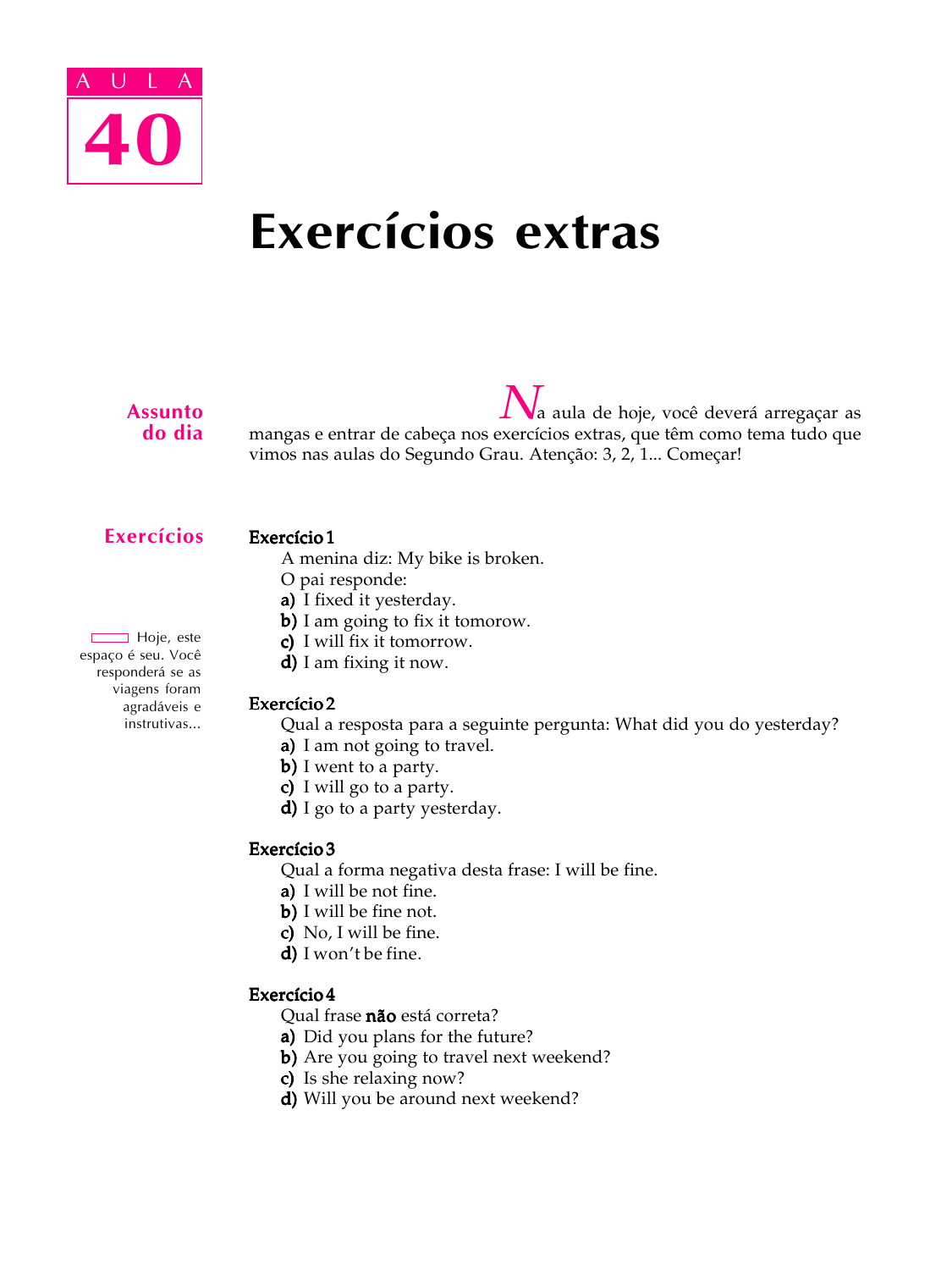AULA

# 40

# Exercícios extras

## Assunto do dia

Na aula de hoje, você deverá arregaçar as mangas e entrar de cabeça nos exercícios extras, que têm como tema tudo que vimos nas aulas do Segundo Grau. Atenção: 3, 2, 1... Começar!

## Exercícios

Hoje, este espaço é seu. Você responderá se as viagens foram agradáveis e instrutivas...

**Exercício 1**

A menina diz: My bike is broken.
O pai responde:

**a)** I fixed it yesterday.
**b)** I am going to fix it tomorow.
**c)** I will fix it tomorrow.
**d)** I am fixing it now.

**Exercício 2**

Qual a resposta para a seguinte pergunta: What did you do yesterday?

**a)** I am not going to travel.
**b)** I went to a party.
**c)** I will go to a party.
**d)** I go to a party yesterday.

**Exercício 3**

Qual a forma negativa desta frase: I will be fine.

**a)** I will be not fine.
**b)** I will be fine not.
**c)** No, I will be fine.
**d)** I won't be fine.

**Exercício 4**

Qual frase **não** está correta?

**a)** Did you plans for the future?
**b)** Are you going to travel next weekend?
**c)** Is she relaxing now?
**d)** Will you be around next weekend?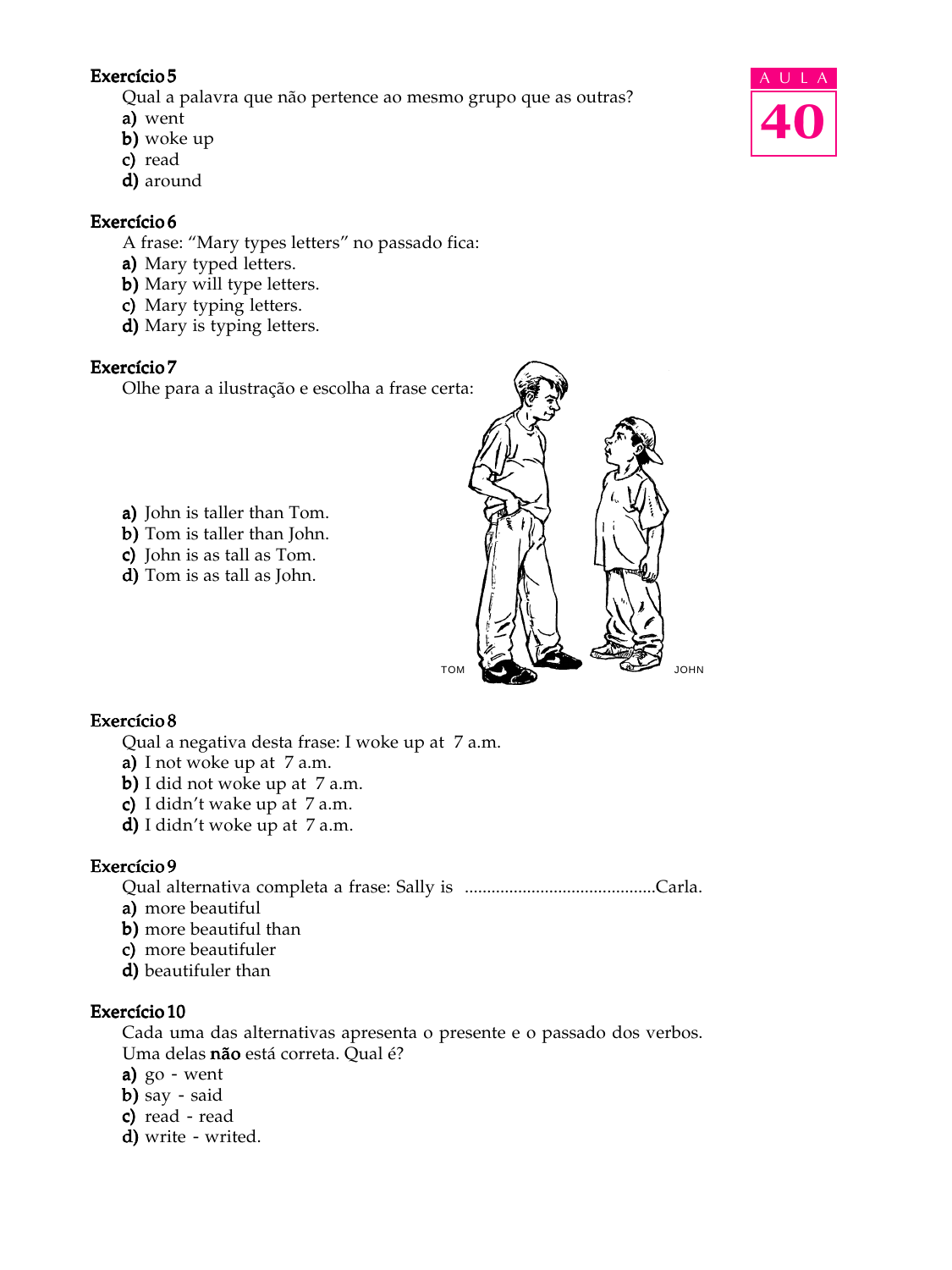**Exercício 5**

Qual a palavra que não pertence ao mesmo grupo que as outras?

**a)** went
**b)** woke up
**c)** read
**d)** around

**Exercício 6**

A frase: “Mary types letters” no passado fica:

**a)** Mary typed letters.
**b)** Mary will type letters.
**c)** Mary typing letters.
**d)** Mary is typing letters.

**Exercício 7**

Olhe para a ilustração e escolha a frase certa:

TOM JOHN

**a)** John is taller than Tom.
**b)** Tom is taller than John.
**c)** John is as tall as Tom.
**d)** Tom is as tall as John.

**Exercício 8**

Qual a negativa desta frase: I woke up at 7 a.m.

**a)** I not woke up at 7 a.m.
**b)** I did not woke up at 7 a.m.
**c)** I didn’t wake up at 7 a.m.
**d)** I didn’t woke up at 7 a.m.

**Exercício 9**

Qual alternativa completa a frase: Sally is ..........................................Carla.

**a)** more beautiful
**b)** more beautiful than
**c)** more beautifuler
**d)** beautifuler than

**Exercício 10**

Cada uma das alternativas apresenta o presente e o passado dos verbos. Uma delas **não** está correta. Qual é?

**a)** go - went
**b)** say - said
**c)** read - read
**d)** write - writed.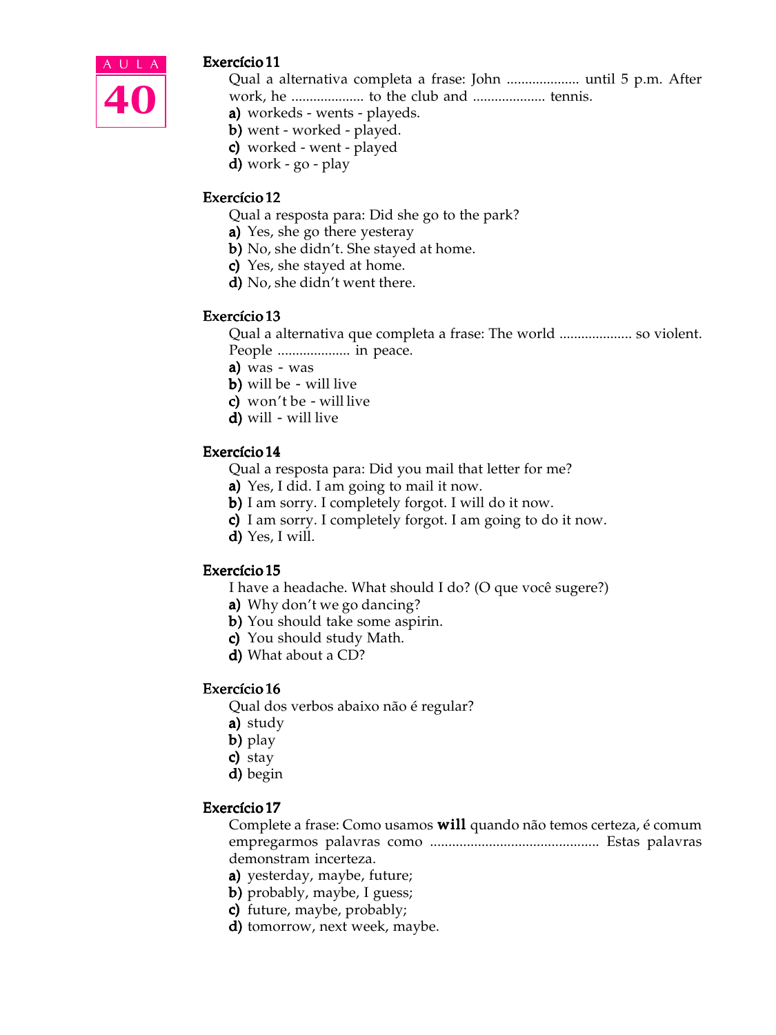### Exercício 11

Qual a alternativa completa a frase: John .................... until 5 p.m. After work, he .................... to the club and .................... tennis.

**a)** workeds - wents - playeds.
**b)** went - worked - played.
**c)** worked - went - played
**d)** work - go - play

### Exercício 12

Qual a resposta para: Did she go to the park?

**a)** Yes, she go there yesteray
**b)** No, she didn't. She stayed at home.
**c)** Yes, she stayed at home.
**d)** No, she didn't went there.

### Exercício 13

Qual a alternativa que completa a frase: The world .................... so violent. People .................... in peace.

**a)** was - was
**b)** will be - will live
**c)** won't be - will live
**d)** will - will live

### Exercício 14

Qual a resposta para: Did you mail that letter for me?

**a)** Yes, I did. I am going to mail it now.
**b)** I am sorry. I completely forgot. I will do it now.
**c)** I am sorry. I completely forgot. I am going to do it now.
**d)** Yes, I will.

### Exercício 15

I have a headache. What should I do? (O que você sugere?)

**a)** Why don't we go dancing?
**b)** You should take some aspirin.
**c)** You should study Math.
**d)** What about a CD?

### Exercício 16

Qual dos verbos abaixo não é regular?

**a)** study
**b)** play
**c)** stay
**d)** begin

### Exercício 17

Complete a frase: Como usamos **will** quando não temos certeza, é comum empregarmos palavras como ............................................. Estas palavras demonstram incerteza.

**a)** yesterday, maybe, future;
**b)** probably, maybe, I guess;
**c)** future, maybe, probably;
**d)** tomorrow, next week, maybe.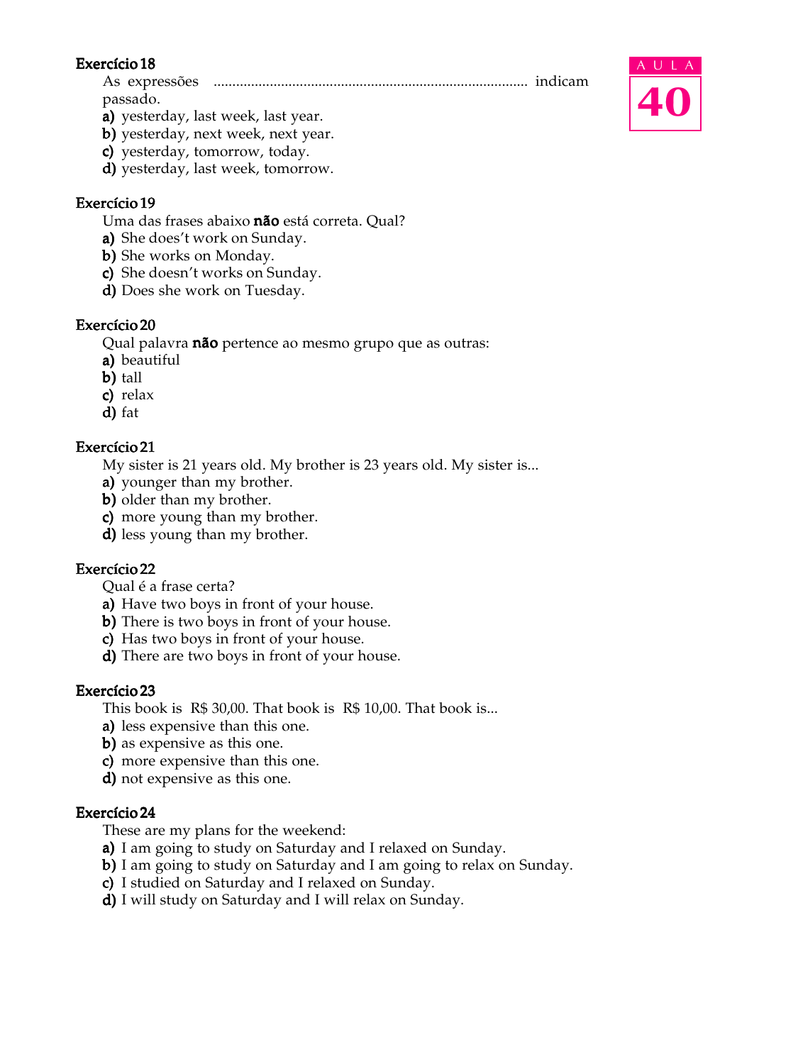### Exercício 18

As expressões ................................................................................... indicam passado.

**a)** yesterday, last week, last year.
**b)** yesterday, next week, next year.
**c)** yesterday, tomorrow, today.
**d)** yesterday, last week, tomorrow.

### Exercício 19

Uma das frases abaixo **não** está correta. Qual?

**a)** She does't work on Sunday.
**b)** She works on Monday.
**c)** She doesn't works on Sunday.
**d)** Does she work on Tuesday.

### Exercício 20

Qual palavra **não** pertence ao mesmo grupo que as outras:

**a)** beautiful
**b)** tall
**c)** relax
**d)** fat

### Exercício 21

My sister is 21 years old. My brother is 23 years old. My sister is...

**a)** younger than my brother.
**b)** older than my brother.
**c)** more young than my brother.
**d)** less young than my brother.

### Exercício 22

Qual é a frase certa?

**a)** Have two boys in front of your house.
**b)** There is two boys in front of your house.
**c)** Has two boys in front of your house.
**d)** There are two boys in front of your house.

### Exercício 23

This book is R$ 30,00. That book is R$ 10,00. That book is...

**a)** less expensive than this one.
**b)** as expensive as this one.
**c)** more expensive than this one.
**d)** not expensive as this one.

### Exercício 24

These are my plans for the weekend:

**a)** I am going to study on Saturday and I relaxed on Sunday.
**b)** I am going to study on Saturday and I am going to relax on Sunday.
**c)** I studied on Saturday and I relaxed on Sunday.
**d)** I will study on Saturday and I will relax on Sunday.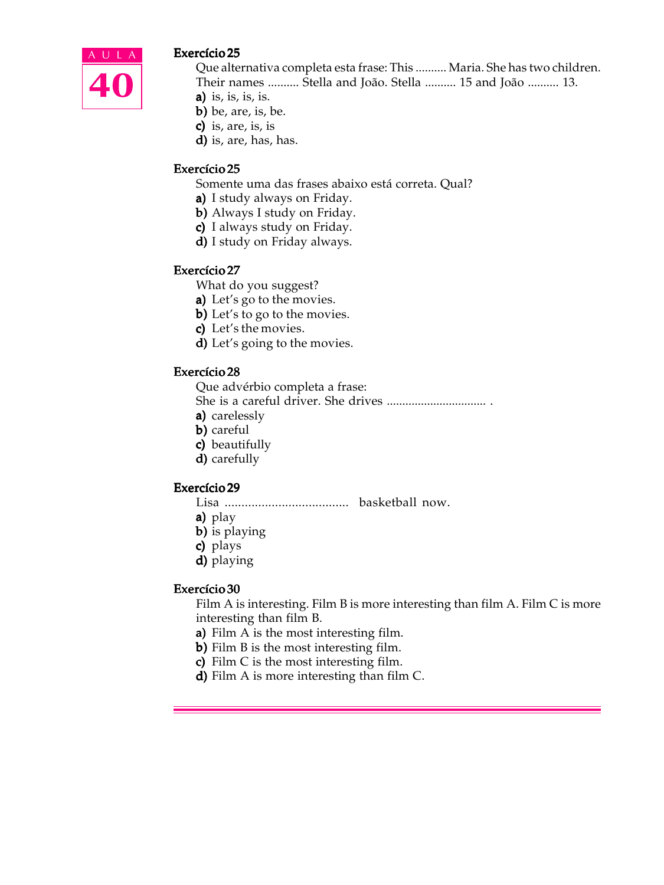#### Exercício 25

Que alternativa completa esta frase: This .......... Maria. She has two children. Their names .......... Stella and João. Stella .......... 15 and João .......... 13.

**a)** is, is, is, is.
**b)** be, are, is, be.
**c)** is, are, is, is
**d)** is, are, has, has.

#### Exercício 25

Somente uma das frases abaixo está correta. Qual?

**a)** I study always on Friday.
**b)** Always I study on Friday.
**c)** I always study on Friday.
**d)** I study on Friday always.

#### Exercício 27

What do you suggest?

**a)** Let's go to the movies.
**b)** Let's to go to the movies.
**c)** Let's the movies.
**d)** Let's going to the movies.

#### Exercício 28

Que advérbio completa a frase:
She is a careful driver. She drives ............................... .

**a)** carelessly
**b)** careful
**c)** beautifully
**d)** carefully

#### Exercício 29

Lisa .................................... basketball now.

**a)** play
**b)** is playing
**c)** plays
**d)** playing

#### Exercício 30

Film A is interesting. Film B is more interesting than film A. Film C is more interesting than film B.

**a)** Film A is the most interesting film.
**b)** Film B is the most interesting film.
**c)** Film C is the most interesting film.
**d)** Film A is more interesting than film C.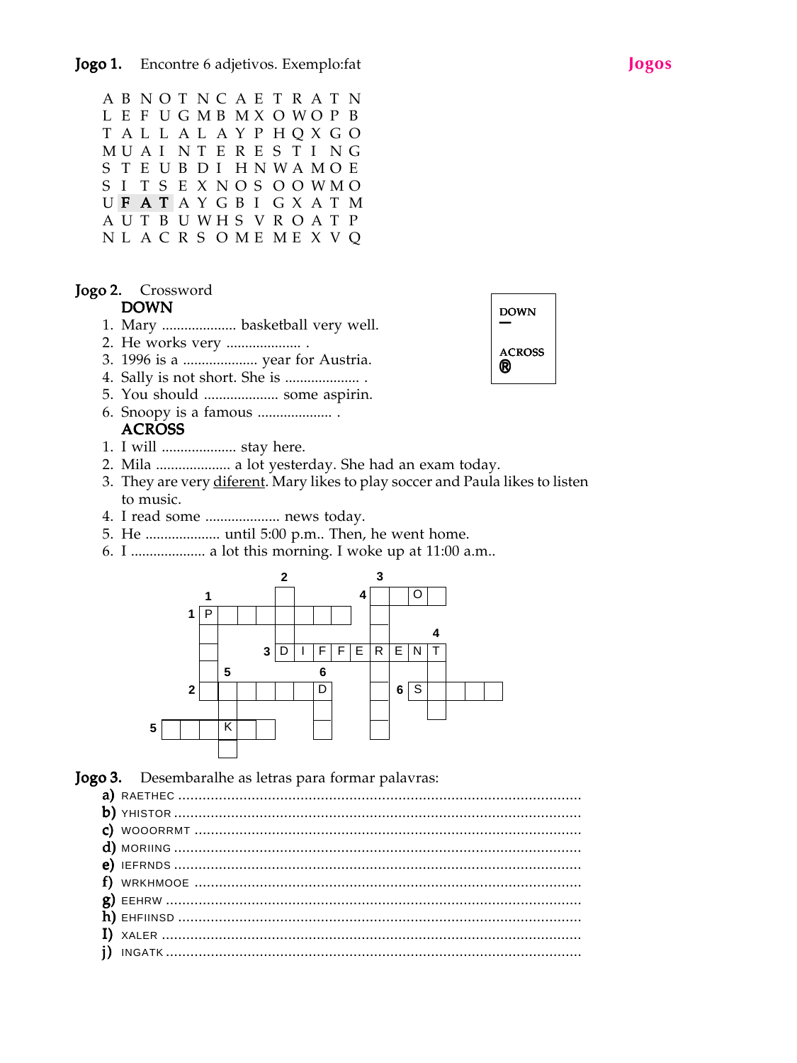**Jogos**

**Jogo 1.** Encontre 6 adjetivos. Exemplo:fat

```
A B N O T N C A E T R A T N
L E F U G M B M X O W O P B
T A L L A L A Y P H Q X G O
M U A I N T E R E S T I N G
S T E U B D I H N W A M O E
S I T S E X N O S O O W M O
U F A T A Y G B I G X A T M
A U T B U W H S V R O A T P
N L A C R S O M E M E X V Q
```

**Jogo 2.** Crossword

**DOWN**

1. Mary .................... basketball very well.
2. He works very .................... .
3. 1996 is a .................... year for Austria.
4. Sally is not short. She is .................... .
5. You should .................... some aspirin.
6. Snoopy is a famous .................... .

**ACROSS**

1. I will .................... stay here.
2. Mila .................... a lot yesterday. She had an exam today.
3. They are very diferent. Mary likes to play soccer and Paula likes to listen to music.
4. I read some .................... news today.
5. He .................... until 5:00 p.m.. Then, he went home.
6. I .................... a lot this morning. I woke up at 11:00 a.m..

DOWN –

ACROSS ®

**Jogo 3.** Desembaralhe as letras para formar palavras:

a) RAETHEC ..........
b) YHISTOR ..........
c) WOOORRMT ..........
d) MORIING ..........
e) IEFRNDS ..........
f) WRKHMOOE ..........
g) EEHRW ..........
h) EHFIINSD ..........
I) XALER ..........
j) INGATK ..........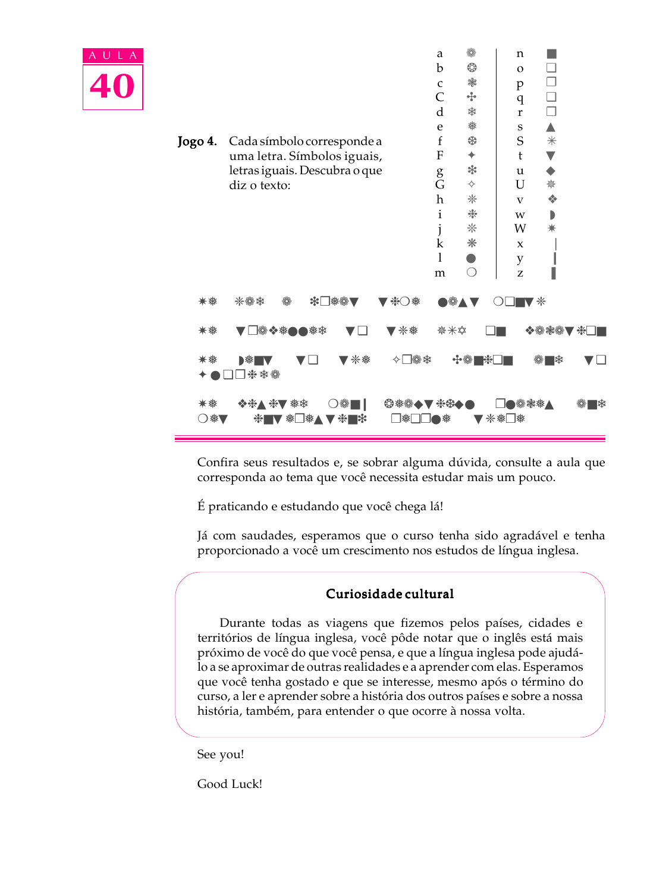**Jogo 4.** Cada símbolo corresponde a uma letra. Símbolos iguais, letras iguais. Descubra o que diz o texto:

| | | | |
|---|---|---|---|
| a | ❁ | n | ■ |
| b | ❂ | o | ❑ |
| c | ❃ | p | ❒ |
| C | ✣ | q | ❐ |
| d | ❄ | r | ❏ |
| e | ❅ | s | ▲ |
| f | ❆ | S | ✳ |
| F | ✦ | t | ▼ |
| g | ❇ | u | ◆ |
| G | ✧ | U | ✵ |
| h | ✳ | v | ❖ |
| i | ❉ | w | ◗ |
| j | ❊ | W | ✷ |
| k | ❋ | x | ❘ |
| l | ● | y | ❙ |
| m | ❍ | z | ❚ |

✷❅ ✳❁❄ ❁ ❃❏❅❁▼ ▼❉❍❅ ●❁▲▼ ❍❑■▼✳

✷❅ ▼❏❁❖❅●●❅❄ ▼❑ ▼✳❅ ✵✷✧ ❑■ ❖❁❃❁▼❉❑■

✷❅ ◗❅■▼ ▼❑ ▼✳❅ ✧❏❅❄ ✣❁■❉❑■ ❁■❄ ▼❑ ✦●❑❏❉❄❁

✷❅ ❖❉▲❉▼❅❄ ❍❁■❙ ❂❅❁◆▼❉❆◆● ❒●❁❃❅▲ ❁■❄ ❍❅▼ ❉■▼❅❏❅▲▼❉■❇ ❒❅❑❒●❅ ▼✳❅❏❅

---

Confira seus resultados e, se sobrar alguma dúvida, consulte a aula que corresponda ao tema que você necessita estudar mais um pouco.

É praticando e estudando que você chega lá!

Já com saudades, esperamos que o curso tenha sido agradável e tenha proporcionado a você um crescimento nos estudos de língua inglesa.

### Curiosidade cultural

Durante todas as viagens que fizemos pelos países, cidades e territórios de língua inglesa, você pôde notar que o inglês está mais próximo de você do que você pensa, e que a língua inglesa pode ajudá-lo a se aproximar de outras realidades e a aprender com elas. Esperamos que você tenha gostado e que se interesse, mesmo após o término do curso, a ler e aprender sobre a história dos outros países e sobre a nossa história, também, para entender o que ocorre à nossa volta.

See you!

Good Luck!